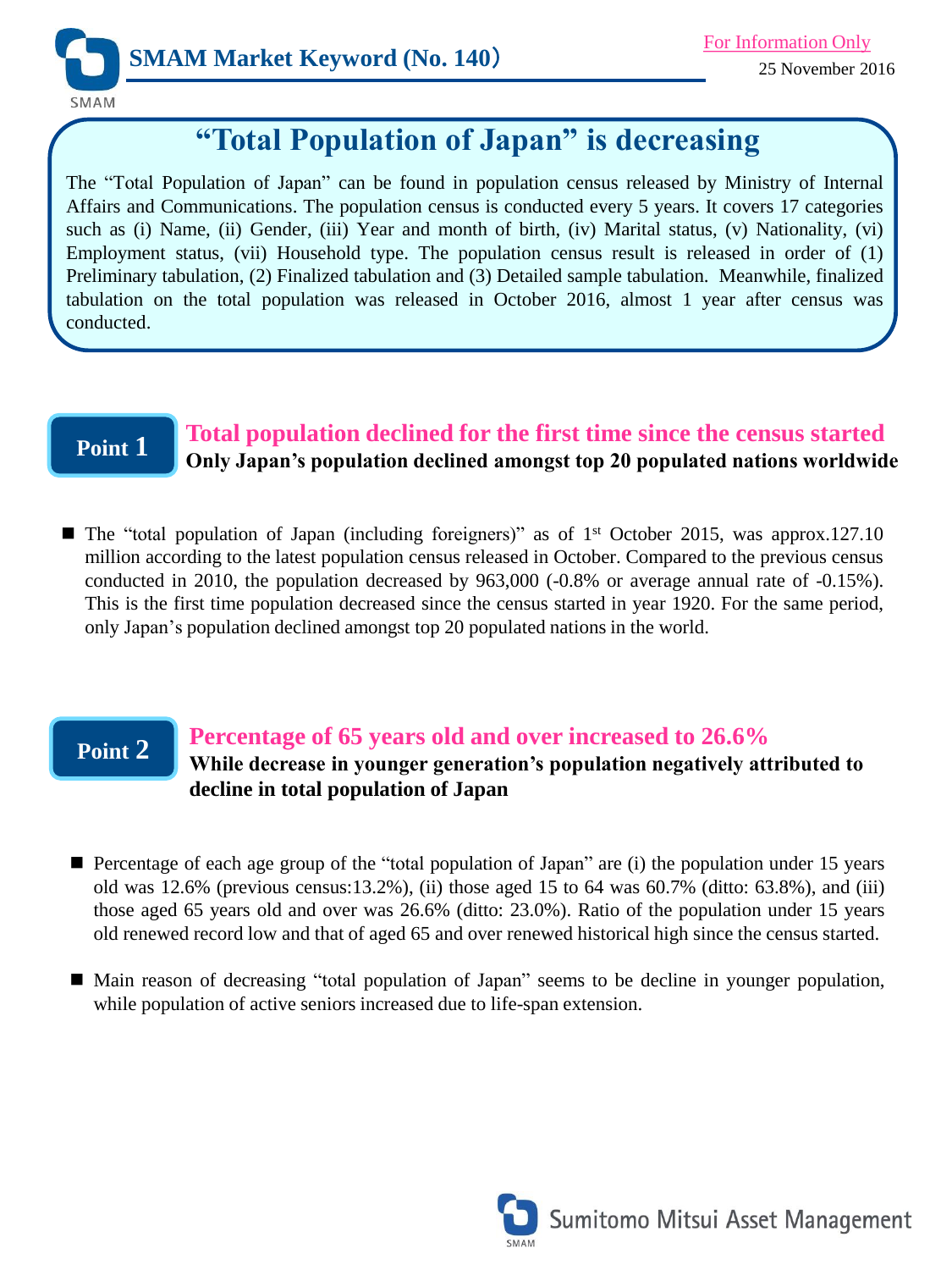**SMAM Market Keyword (No. 140)**

For Information Only

25 November 2016

# "Total Population of Japan" is decreasing

The "Total Population of Japan" can be found in population census released by Ministry of Internal Affairs and Communications. The population census is conducted every 5 years. It covers 17 categories such as (i) Name, (ii) Gender, (iii) Year and month of birth, (iv) Marital status, (v) Nationality, (vi) Employment status, (vii) Household type. The population census result is released in order of (1) Preliminary tabulation, (2) Finalized tabulation and (3) Detailed sample tabulation. Meanwhile, finalized tabulation on the total population was released in October 2016, almost 1 year after census was conducted.

## Point 1

### Total population declined for the first time since the census started

**Only Japan's population declined amongst top 20 populated nations worldwide**

- The "total population of Japan (including foreigners)" as of 1st October 2015, was approx.127.10 million according to the latest population census released in October. Compared to the previous census conducted in 2010, the population decreased by 963,000 (-0.8% or average annual rate of -0.15%). This is the first time population decreased since the census started in year 1920. For the same period, only Japan's population declined amongst top 20 populated nations in the world.

## Point 2

### Percentage of 65 years old and over increased to 26.6%

**While decrease in younger generation's population negatively attributed to decline in total population of Japan**

- Percentage of each age group of the "total population of Japan" are (i) the population under 15 years old was 12.6% (previous census:13.2%), (ii) those aged 15 to 64 was 60.7% (ditto: 63.8%), and (iii) those aged 65 years old and over was 26.6% (ditto: 23.0%). Ratio of the population under 15 years old renewed record low and that of aged 65 and over renewed historical high since the census started.
- Main reason of decreasing "total population of Japan" seems to be decline in younger population, while population of active seniors increased due to life-span extension.

Sumitomo Mitsui Asset Management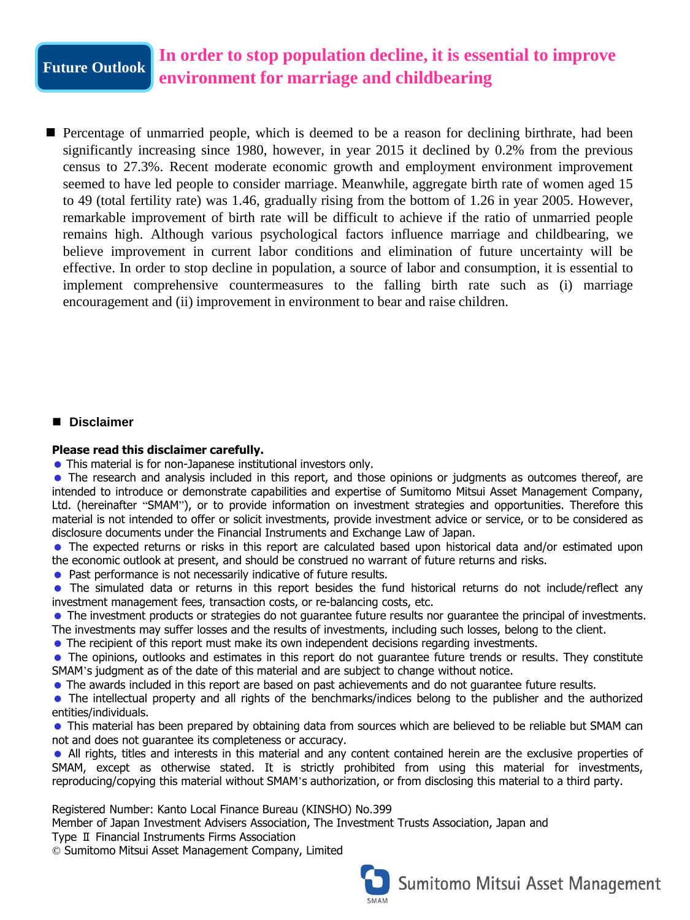## Future Outlook

## In order to stop population decline, it is essential to improve environment for marriage and childbearing

- Percentage of unmarried people, which is deemed to be a reason for declining birthrate, had been significantly increasing since 1980, however, in year 2015 it declined by 0.2% from the previous census to 27.3%. Recent moderate economic growth and employment environment improvement seemed to have led people to consider marriage. Meanwhile, aggregate birth rate of women aged 15 to 49 (total fertility rate) was 1.46, gradually rising from the bottom of 1.26 in year 2005. However, remarkable improvement of birth rate will be difficult to achieve if the ratio of unmarried people remains high. Although various psychological factors influence marriage and childbearing, we believe improvement in current labor conditions and elimination of future uncertainty will be effective. In order to stop decline in population, a source of labor and consumption, it is essential to implement comprehensive countermeasures to the falling birth rate such as (i) marriage encouragement and (ii) improvement in environment to bear and raise children.

### Disclaimer

**Please read this disclaimer carefully.**

- This material is for non-Japanese institutional investors only.
- The research and analysis included in this report, and those opinions or judgments as outcomes thereof, are intended to introduce or demonstrate capabilities and expertise of Sumitomo Mitsui Asset Management Company, Ltd. (hereinafter "SMAM"), or to provide information on investment strategies and opportunities. Therefore this material is not intended to offer or solicit investments, provide investment advice or service, or to be considered as disclosure documents under the Financial Instruments and Exchange Law of Japan.
- The expected returns or risks in this report are calculated based upon historical data and/or estimated upon the economic outlook at present, and should be construed no warrant of future returns and risks.
- Past performance is not necessarily indicative of future results.
- The simulated data or returns in this report besides the fund historical returns do not include/reflect any investment management fees, transaction costs, or re-balancing costs, etc.
- The investment products or strategies do not guarantee future results nor guarantee the principal of investments. The investments may suffer losses and the results of investments, including such losses, belong to the client.
- The recipient of this report must make its own independent decisions regarding investments.
- The opinions, outlooks and estimates in this report do not guarantee future trends or results. They constitute SMAM's judgment as of the date of this material and are subject to change without notice.
- The awards included in this report are based on past achievements and do not guarantee future results.
- The intellectual property and all rights of the benchmarks/indices belong to the publisher and the authorized entities/individuals.
- This material has been prepared by obtaining data from sources which are believed to be reliable but SMAM can not and does not guarantee its completeness or accuracy.
- All rights, titles and interests in this material and any content contained herein are the exclusive properties of SMAM, except as otherwise stated. It is strictly prohibited from using this material for investments, reproducing/copying this material without SMAM's authorization, or from disclosing this material to a third party.

Registered Number: Kanto Local Finance Bureau (KINSHO) No.399
Member of Japan Investment Advisers Association, The Investment Trusts Association, Japan and
Type Ⅱ Financial Instruments Firms Association
© Sumitomo Mitsui Asset Management Company, Limited

Sumitomo Mitsui Asset Management